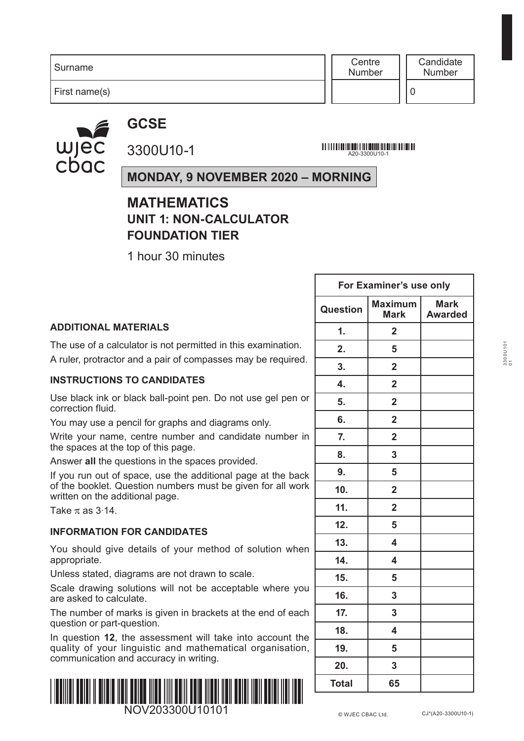| Surname | Centre Number | Candidate Number |
|---|---|---|
| First name(s) | | 0 |

# GCSE

3300U10-1

A20-3300U10-1

**MONDAY, 9 NOVEMBER 2020 – MORNING**

## MATHEMATICS
### UNIT 1: NON-CALCULATOR
### FOUNDATION TIER

1 hour 30 minutes

**ADDITIONAL MATERIALS**

The use of a calculator is not permitted in this examination.

A ruler, protractor and a pair of compasses may be required.

**INSTRUCTIONS TO CANDIDATES**

Use black ink or black ball-point pen. Do not use gel pen or correction fluid.

You may use a pencil for graphs and diagrams only.

Write your name, centre number and candidate number in the spaces at the top of this page.

Answer **all** the questions in the spaces provided.

If you run out of space, use the additional page at the back of the booklet. Question numbers must be given for all work written on the additional page.

Take $\pi$ as 3·14.

**INFORMATION FOR CANDIDATES**

You should give details of your method of solution when appropriate.

Unless stated, diagrams are not drawn to scale.

Scale drawing solutions will not be acceptable where you are asked to calculate.

The number of marks is given in brackets at the end of each question or part-question.

In question **12**, the assessment will take into account the quality of your linguistic and mathematical organisation, communication and accuracy in writing.

| For Examiner's use only | | |
|---|---|---|
| **Question** | **Maximum Mark** | **Mark Awarded** |
| **1.** | **2** | |
| **2.** | **5** | |
| **3.** | **2** | |
| **4.** | **2** | |
| **5.** | **2** | |
| **6.** | **2** | |
| **7.** | **2** | |
| **8.** | **3** | |
| **9.** | **5** | |
| **10.** | **2** | |
| **11.** | **2** | |
| **12.** | **5** | |
| **13.** | **4** | |
| **14.** | **4** | |
| **15.** | **5** | |
| **16.** | **3** | |
| **17.** | **3** | |
| **18.** | **4** | |
| **19.** | **5** | |
| **20.** | **3** | |
| **Total** | **65** | |

NOV203300U10101

© WJEC CBAC Ltd. CJ*(A20-3300U10-1)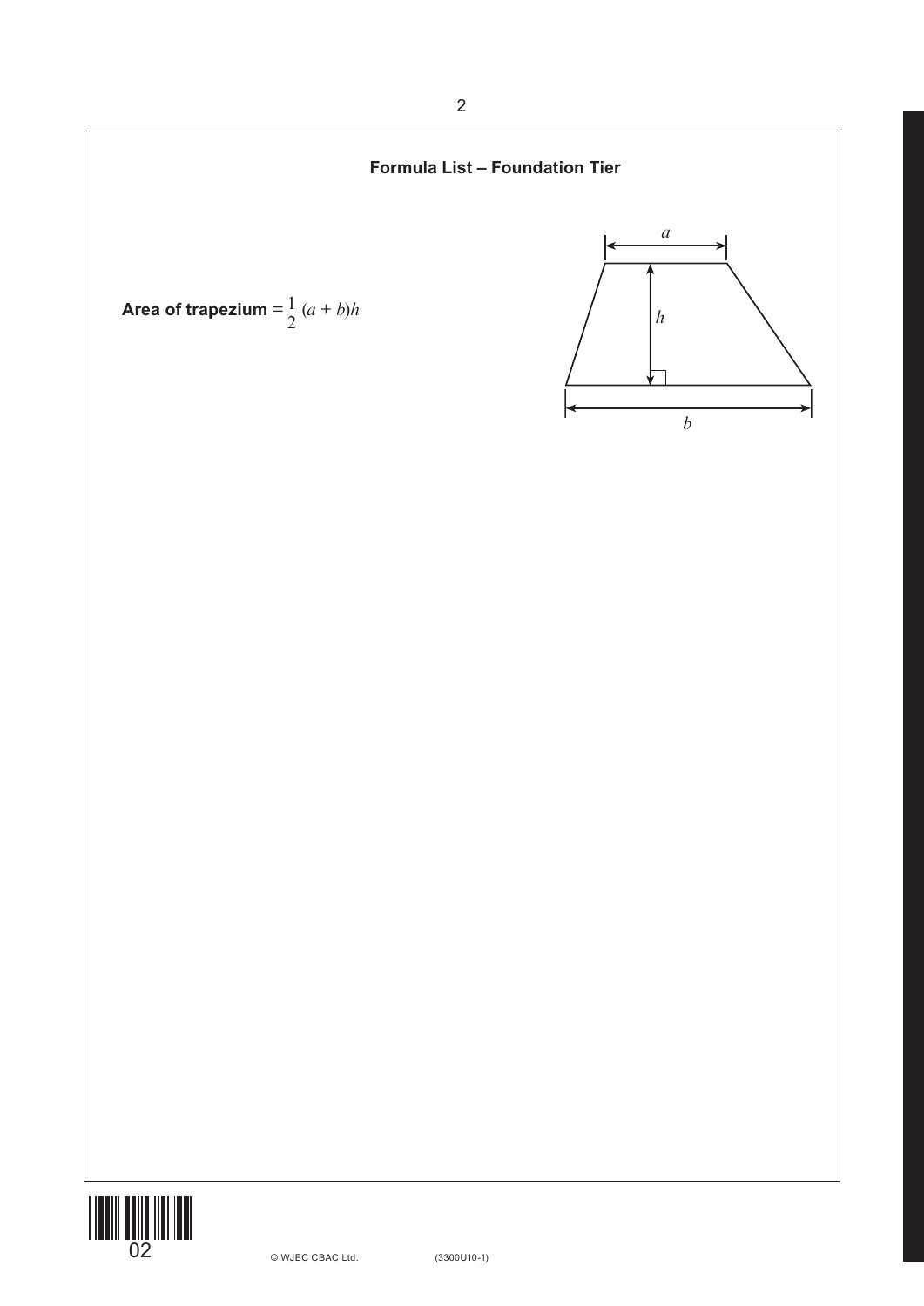## Formula List – Foundation Tier

**Area of trapezium** $= \frac{1}{2}(a + b)h$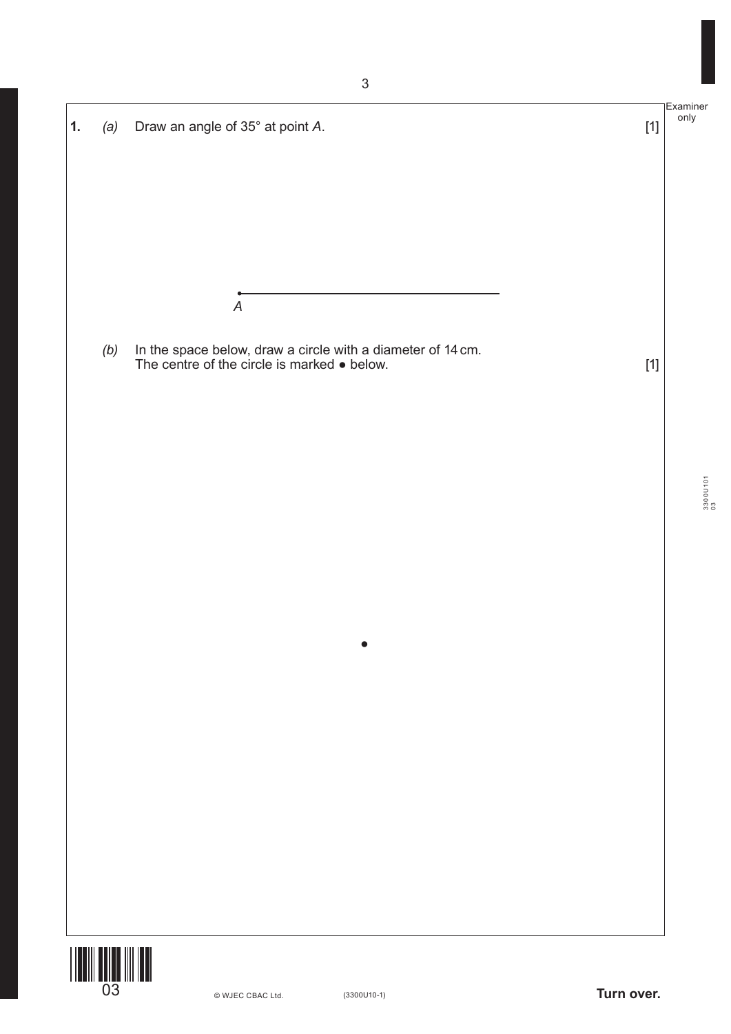**1.** *(a)* Draw an angle of 35° at point *A*. [1]

*A*

*(b)* In the space below, draw a circle with a diameter of 14 cm.
The centre of the circle is marked ● below. [1]

●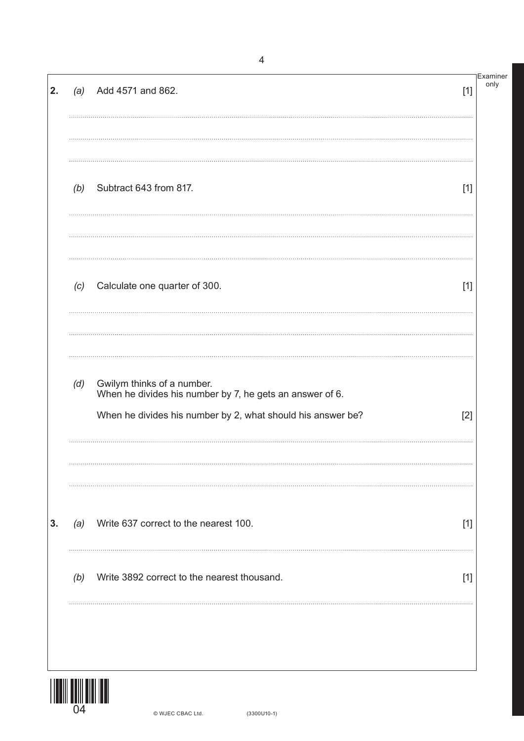**2.** *(a)* Add 4571 and 862. [1]

*(b)* Subtract 643 from 817. [1]

*(c)* Calculate one quarter of 300. [1]

*(d)* Gwilym thinks of a number.
When he divides his number by 7, he gets an answer of 6.

When he divides his number by 2, what should his answer be? [2]

**3.** *(a)* Write 637 correct to the nearest 100. [1]

*(b)* Write 3892 correct to the nearest thousand. [1]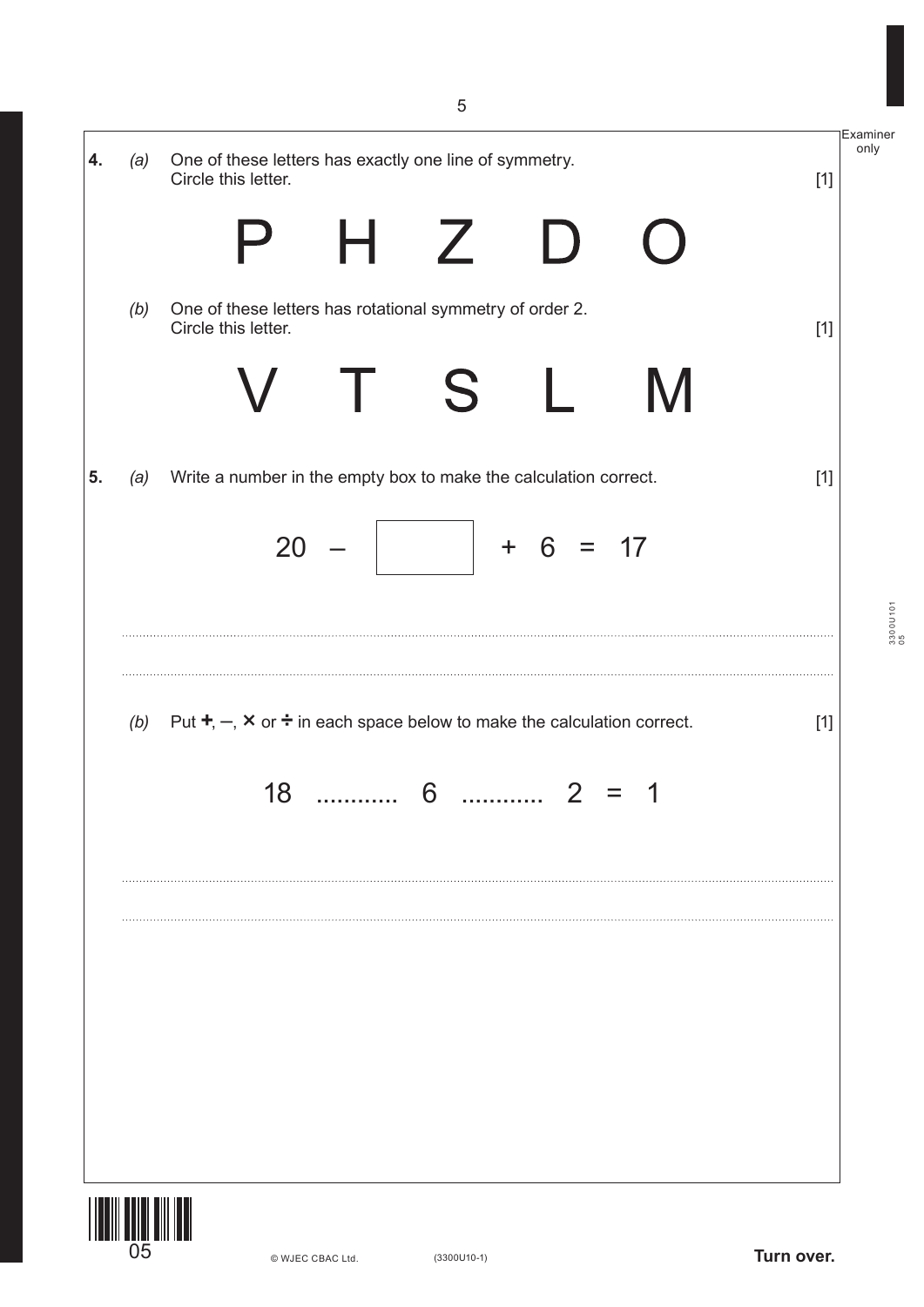**4.** *(a)* One of these letters has exactly one line of symmetry.
Circle this letter. [1]

P H Z D O

*(b)* One of these letters has rotational symmetry of order 2.
Circle this letter. [1]

V T S L M

**5.** *(a)* Write a number in the empty box to make the calculation correct. [1]

$$20 - \boxed{\phantom{00}} + 6 = 17$$

..............................................................................................................................................

..............................................................................................................................................

*(b)* Put +, –, × or ÷ in each space below to make the calculation correct. [1]

18 ............ 6 ............ 2 = 1

..............................................................................................................................................

..............................................................................................................................................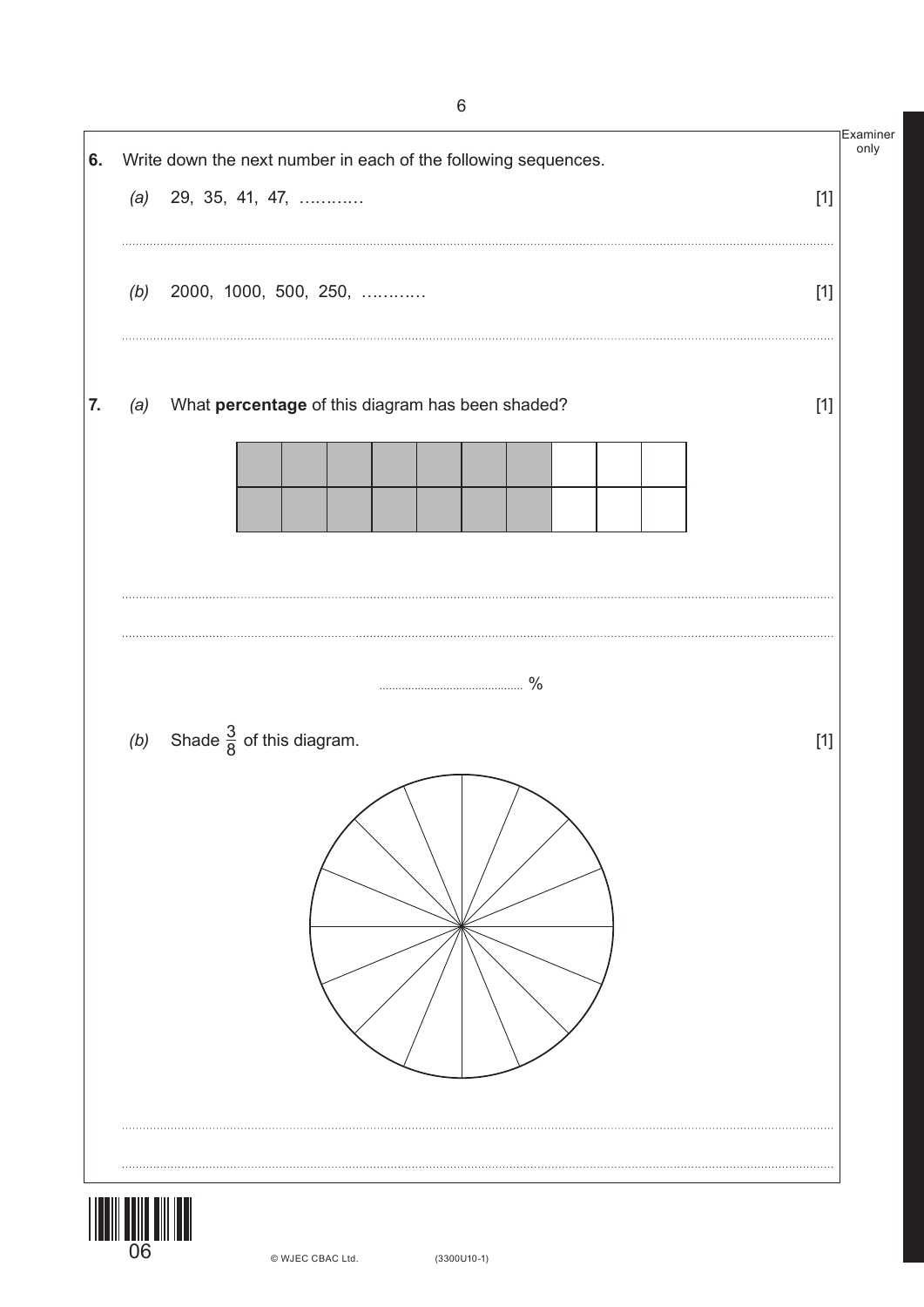**6.** Write down the next number in each of the following sequences.

*(a)* 29, 35, 41, 47, ………… [1]

..............................................................................................................................................

*(b)* 2000, 1000, 500, 250, ………… [1]

..............................................................................................................................................

**7.** *(a)* What **percentage** of this diagram has been shaded? [1]

..............................................................................................................................................

..............................................................................................................................................

.............................................. %

*(b)* Shade $\frac{3}{8}$ of this diagram. [1]

..............................................................................................................................................

..............................................................................................................................................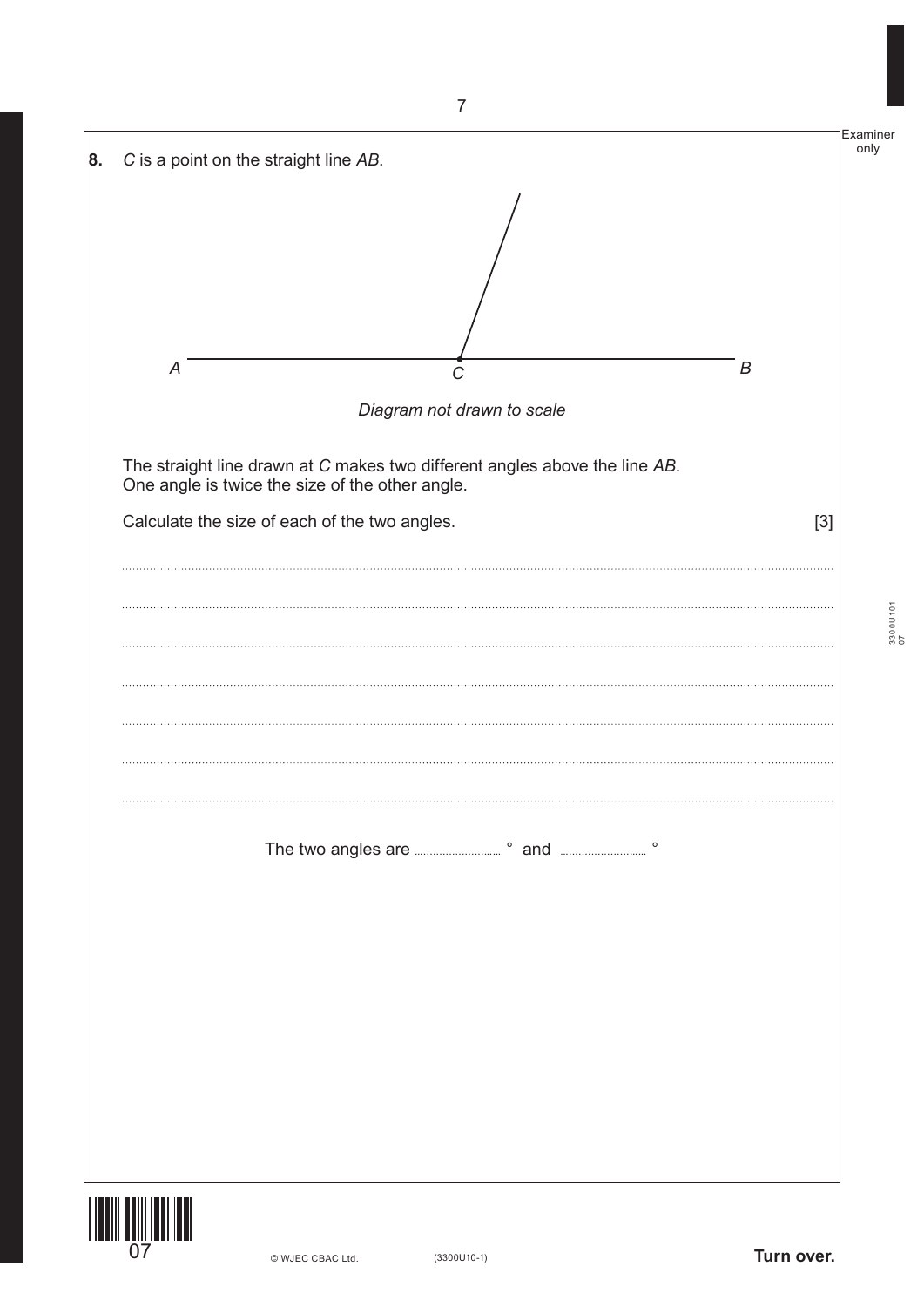**8.** *C* is a point on the straight line *AB*.

A C B

*Diagram not drawn to scale*

The straight line drawn at *C* makes two different angles above the line *AB*.
One angle is twice the size of the other angle.

Calculate the size of each of the two angles. [3]

The two angles are .................... ° and .................... °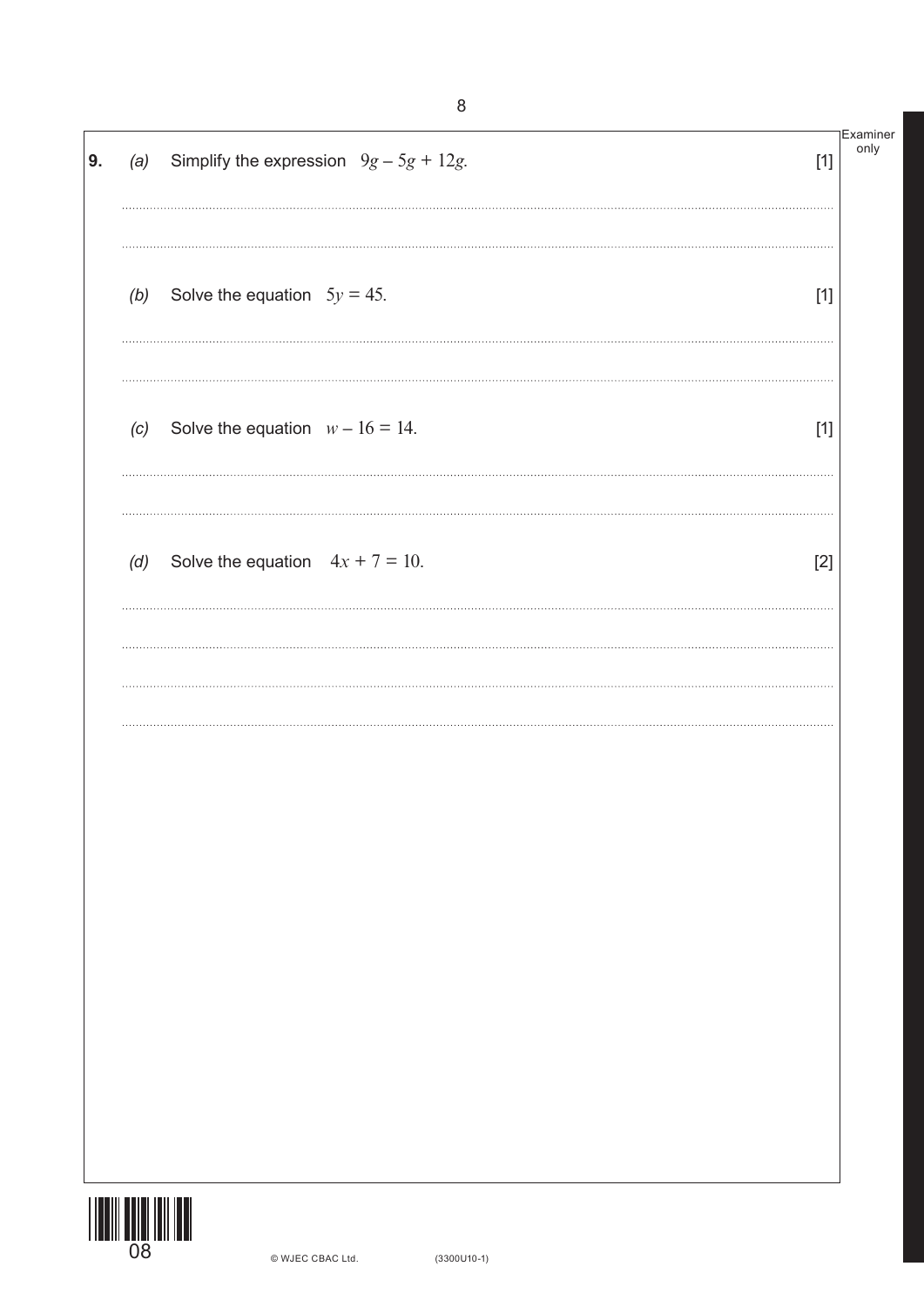**9.** *(a)* Simplify the expression $9g - 5g + 12g$. [1]

*(b)* Solve the equation $5y = 45$. [1]

*(c)* Solve the equation $w - 16 = 14$. [1]

*(d)* Solve the equation $4x + 7 = 10$. [2]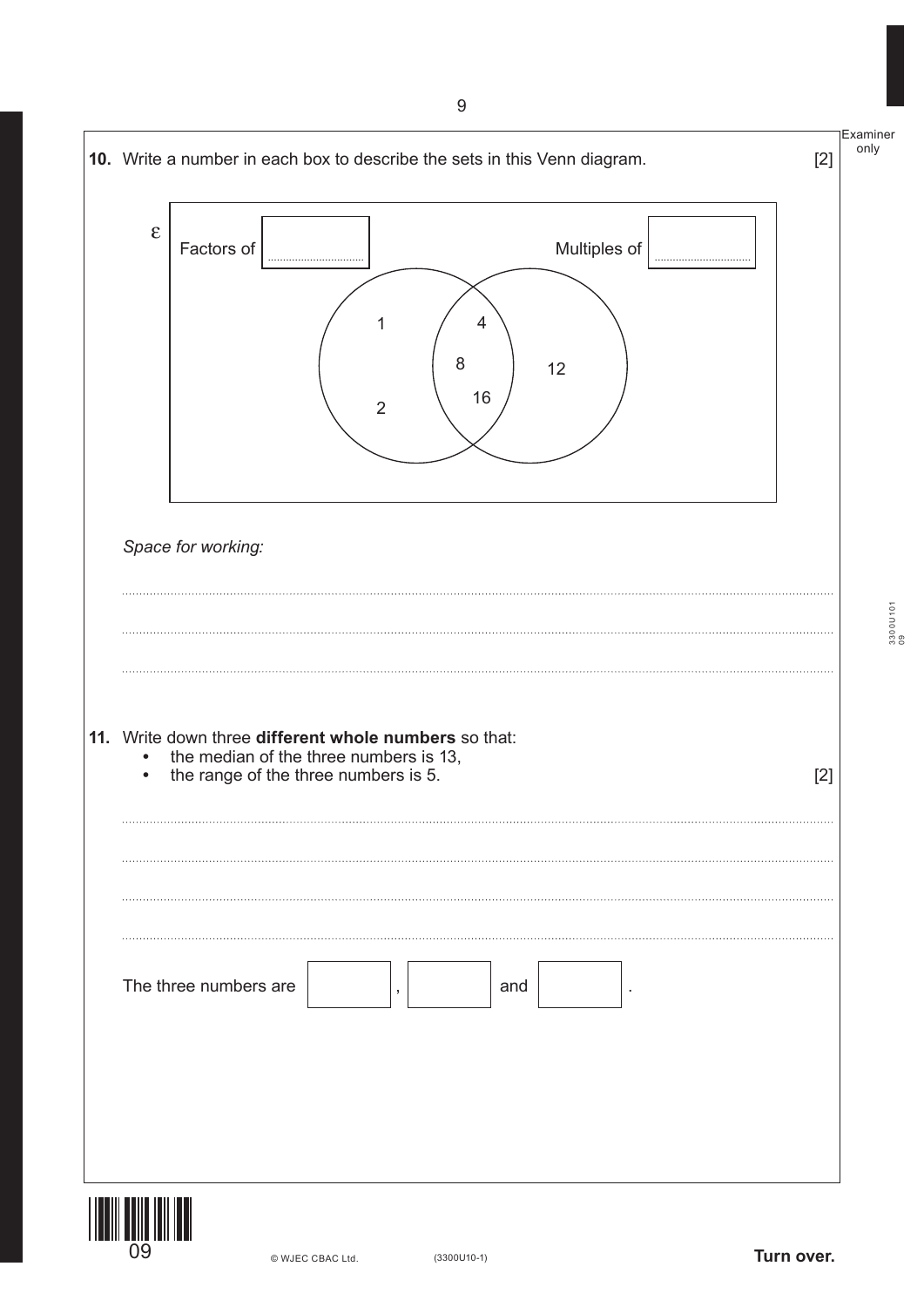**10.** Write a number in each box to describe the sets in this Venn diagram. [2]

ε

Factors of ............ Multiples of ............

| Factors of only | Both | Multiples of only |
| --- | --- | --- |
| 1, 2 | 4, 8, 16 | 12 |

*Space for working:*

.................................................................................................................................

.................................................................................................................................

.................................................................................................................................

**11.** Write down three **different whole numbers** so that:

- the median of the three numbers is 13,
- the range of the three numbers is 5. [2]

.................................................................................................................................

.................................................................................................................................

.................................................................................................................................

.................................................................................................................................

The three numbers are ............ , ............ and ............ .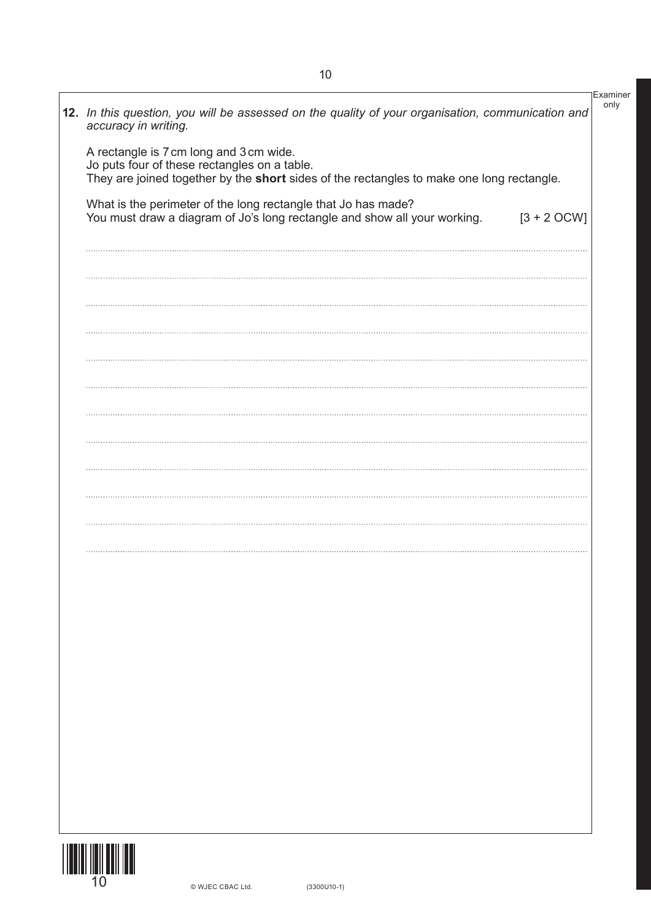**12.** *In this question, you will be assessed on the quality of your organisation, communication and accuracy in writing.*

A rectangle is 7 cm long and 3 cm wide.
Jo puts four of these rectangles on a table.
They are joined together by the **short** sides of the rectangles to make one long rectangle.

What is the perimeter of the long rectangle that Jo has made?
You must draw a diagram of Jo's long rectangle and show all your working. [3 + 2 OCW]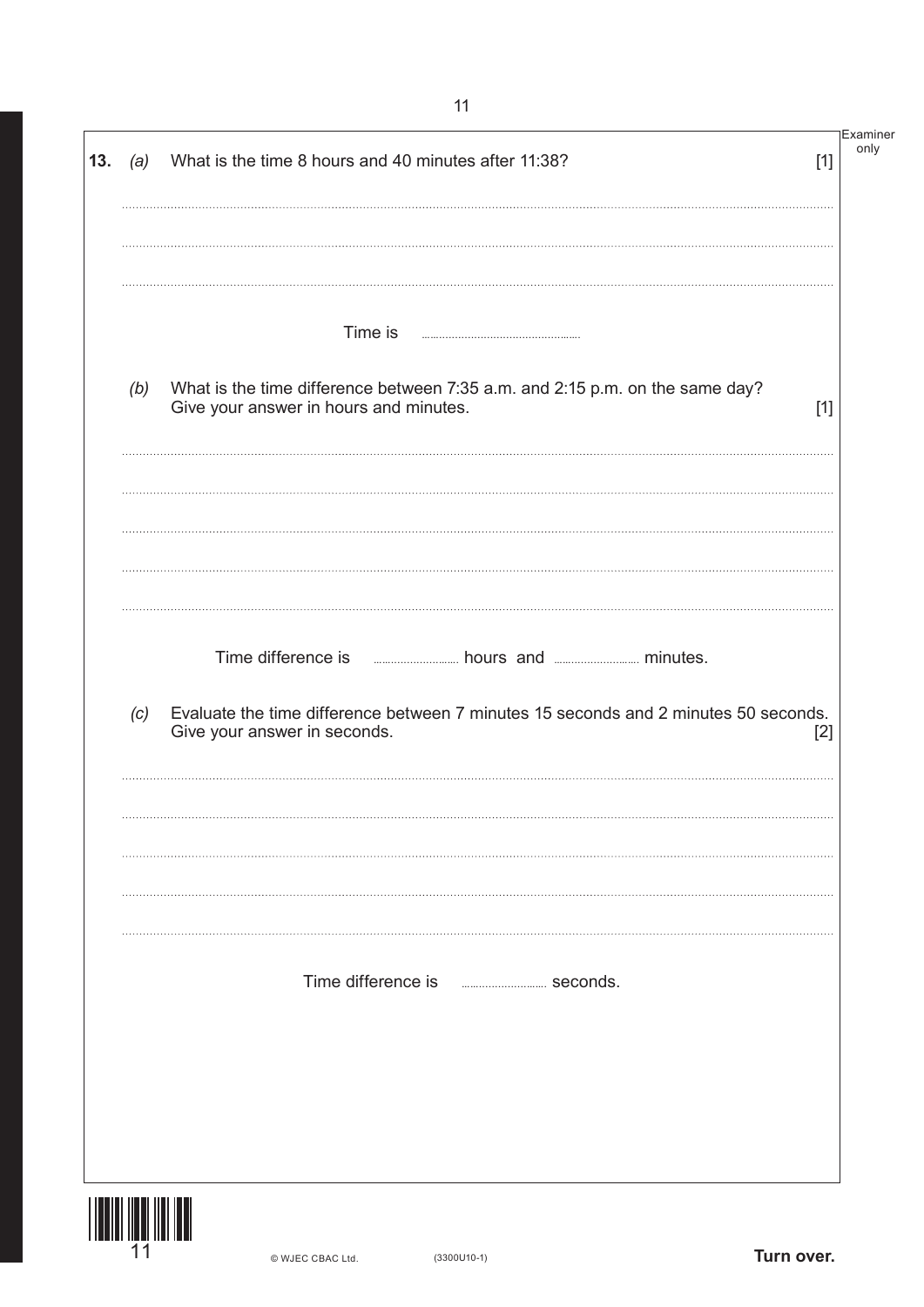**13.** *(a)* What is the time 8 hours and 40 minutes after 11:38? [1]

Time is ..................................

*(b)* What is the time difference between 7:35 a.m. and 2:15 p.m. on the same day? Give your answer in hours and minutes. [1]

Time difference is .................. hours and .................. minutes.

*(c)* Evaluate the time difference between 7 minutes 15 seconds and 2 minutes 50 seconds. Give your answer in seconds. [2]

Time difference is .................. seconds.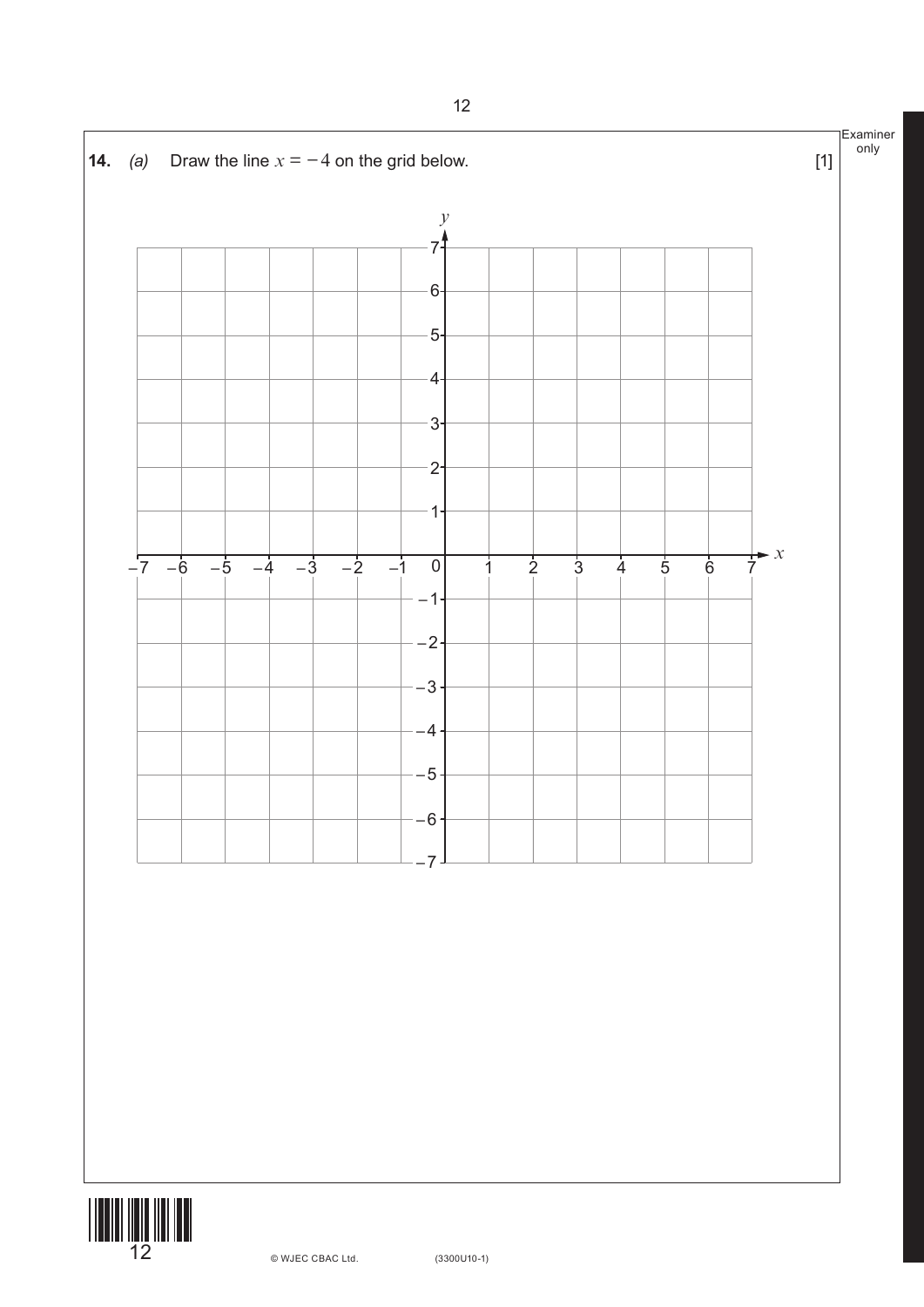**14.** *(a)* Draw the line $x = -4$ on the grid below. [1]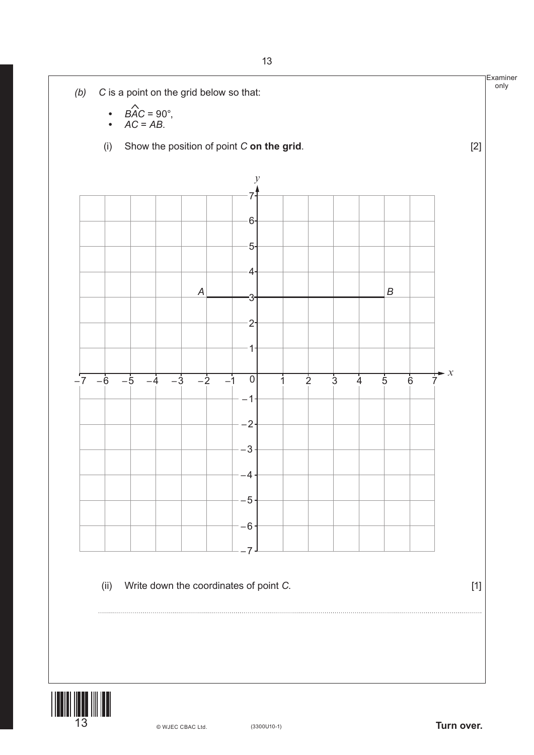*(b)* *C* is a point on the grid below so that:

- $B\hat{A}C = 90°$,
- $AC = AB$.

(i) Show the position of point *C* **on the grid**. [2]

(ii) Write down the coordinates of point *C*. [1]

..........................................................................................................................................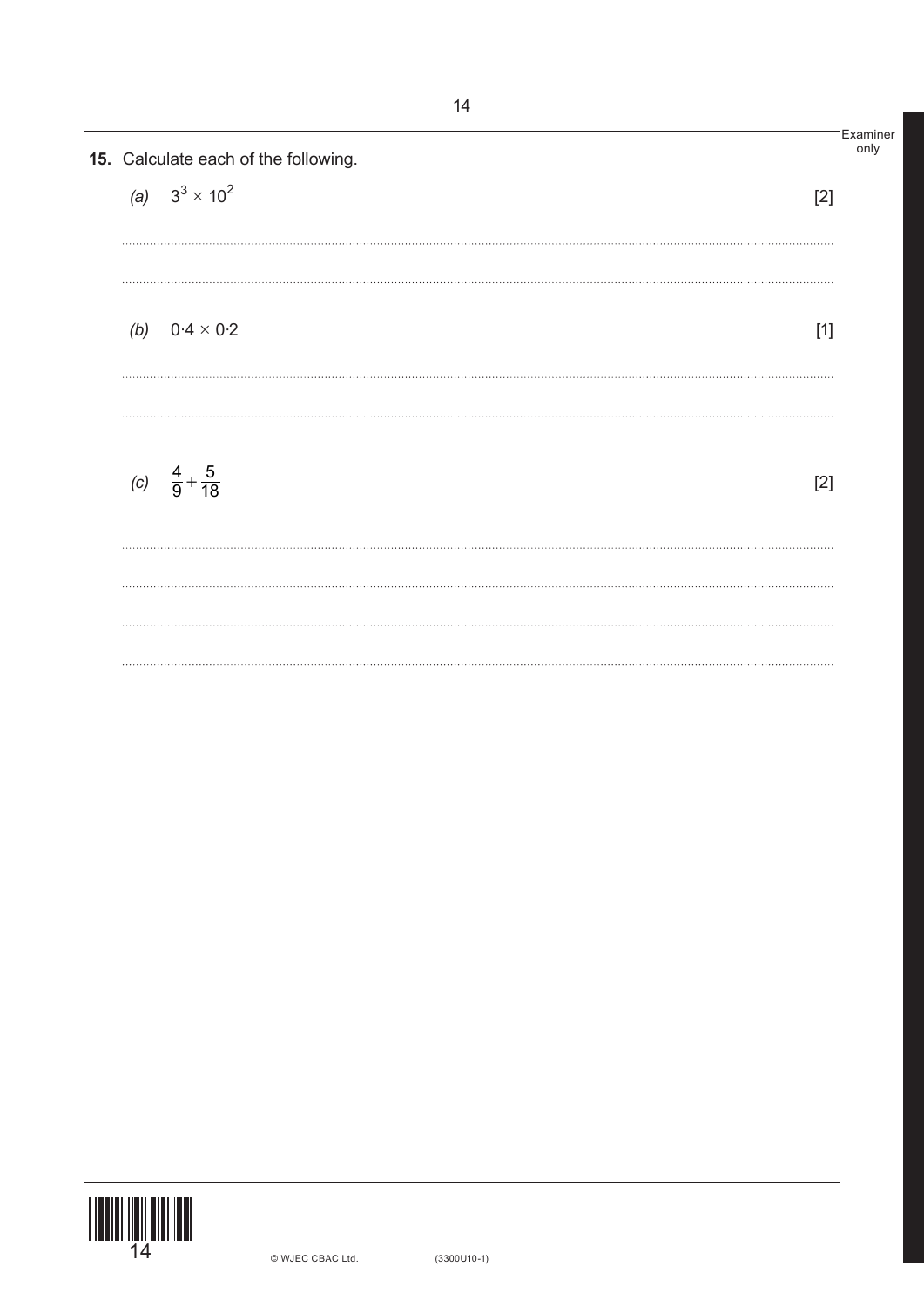**15.** Calculate each of the following.

*(a)* $3^3 \times 10^2$ [2]

*(b)* $0{\cdot}4 \times 0{\cdot}2$ [1]

*(c)* $\frac{4}{9} + \frac{5}{18}$ [2]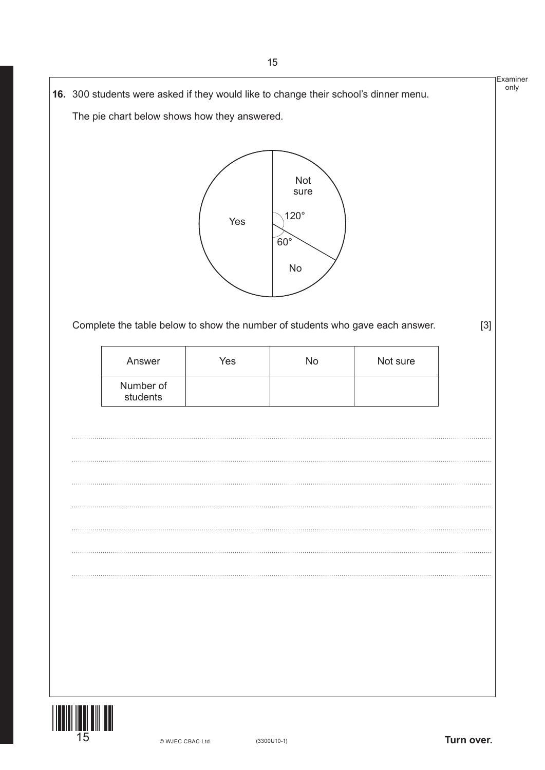**16.** 300 students were asked if they would like to change their school's dinner menu.

The pie chart below shows how they answered.

Complete the table below to show the number of students who gave each answer. [3]

| Answer | Yes | No | Not sure |
|---|---|---|---|
| Number of students | | | |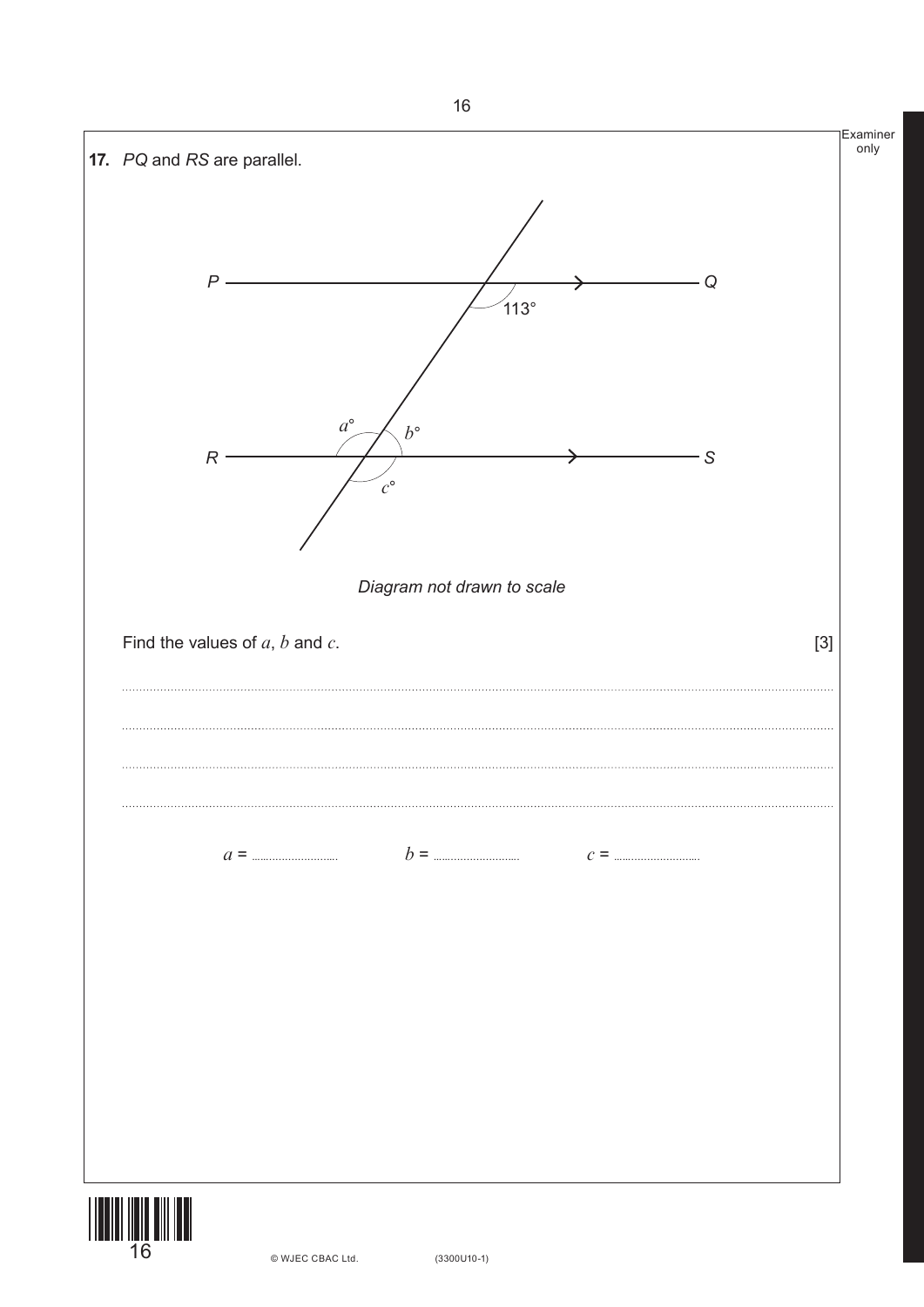**17.** *PQ* and *RS* are parallel.

P — Q

113°

$a°$ $b°$

R — S

$c°$

*Diagram not drawn to scale*

Find the values of $a$, $b$ and $c$. [3]

..............................................................................................................................................................................

..............................................................................................................................................................................

..............................................................................................................................................................................

..............................................................................................................................................................................

$a$ = .............................   $b$ = .............................   $c$ = .............................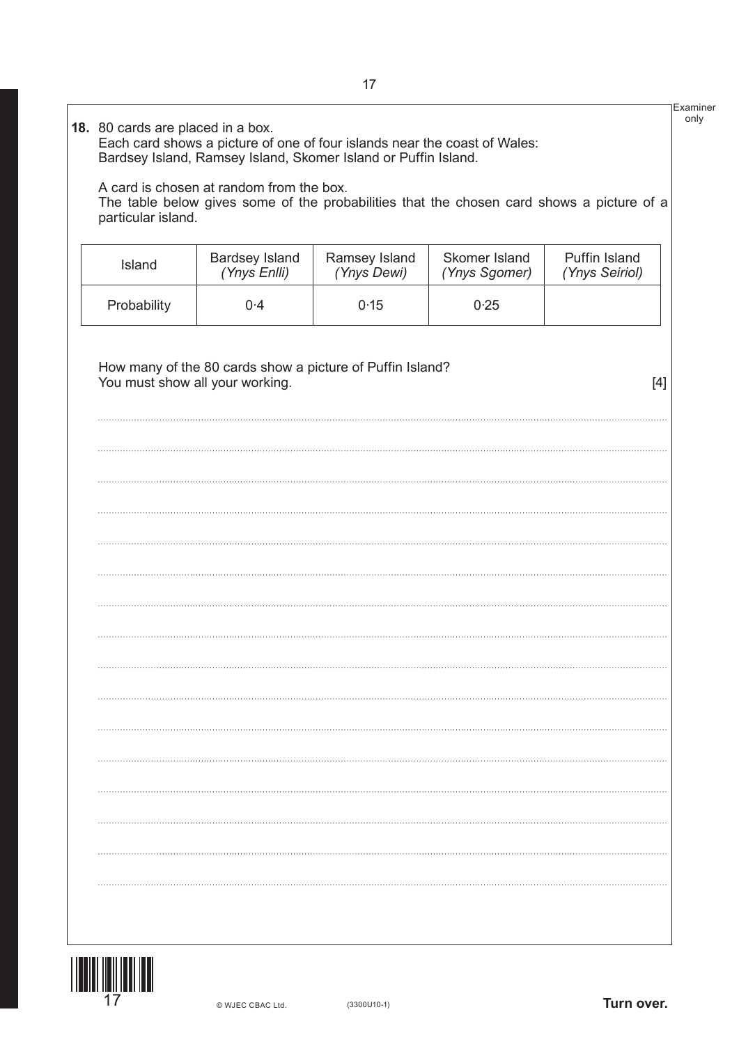**18.** 80 cards are placed in a box.
Each card shows a picture of one of four islands near the coast of Wales:
Bardsey Island, Ramsey Island, Skomer Island or Puffin Island.

A card is chosen at random from the box.
The table below gives some of the probabilities that the chosen card shows a picture of a particular island.

| Island | Bardsey Island *(Ynys Enlli)* | Ramsey Island *(Ynys Dewi)* | Skomer Island *(Ynys Sgomer)* | Puffin Island *(Ynys Seiriol)* |
|---|---|---|---|---|
| Probability | 0·4 | 0·15 | 0·25 | |

How many of the 80 cards show a picture of Puffin Island?
You must show all your working. [4]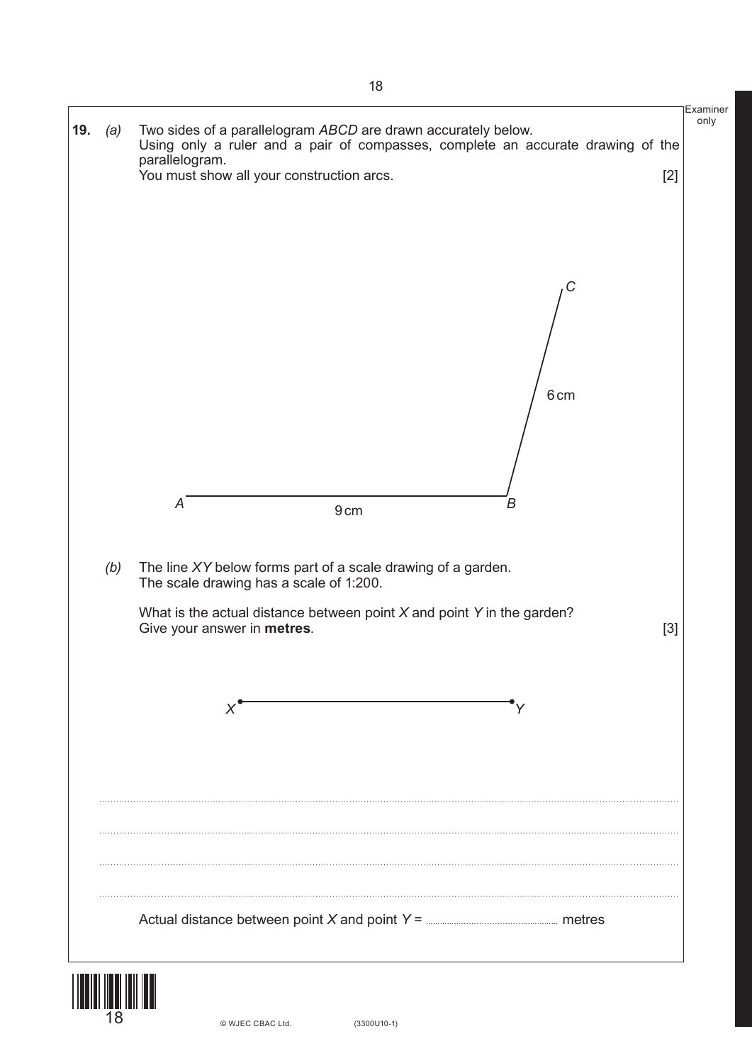**19.** *(a)* Two sides of a parallelogram *ABCD* are drawn accurately below.
Using only a ruler and a pair of compasses, complete an accurate drawing of the parallelogram.
You must show all your construction arcs. [2]

*C*

6 cm

*A* 9 cm *B*

*(b)* The line *XY* below forms part of a scale drawing of a garden.
The scale drawing has a scale of 1:200.

What is the actual distance between point *X* and point *Y* in the garden?
Give your answer in **metres**. [3]

*X* *Y*

..............................................................................................................................................

..............................................................................................................................................

..............................................................................................................................................

..............................................................................................................................................

Actual distance between point *X* and point *Y* = .................................... metres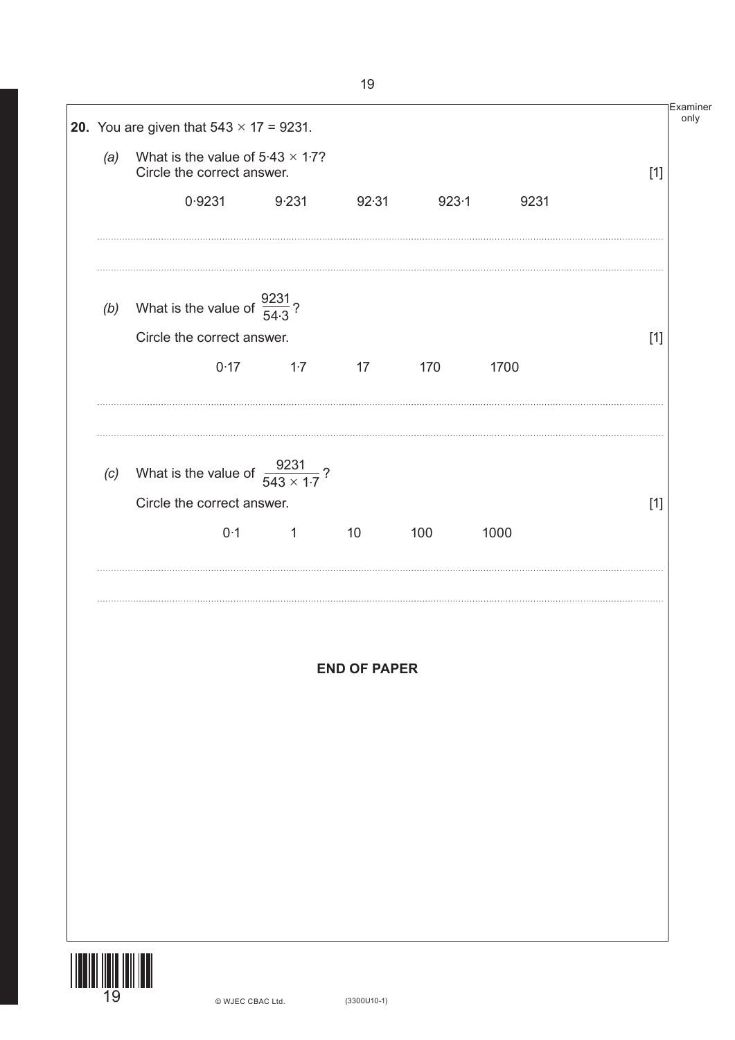**20.** You are given that $543 \times 17 = 9231$.

*(a)* What is the value of $5{\cdot}43 \times 1{\cdot}7$?
Circle the correct answer. [1]

0·9231 &nbsp;&nbsp;&nbsp; 9·231 &nbsp;&nbsp;&nbsp; 92·31 &nbsp;&nbsp;&nbsp; 923·1 &nbsp;&nbsp;&nbsp; 9231

*(b)* What is the value of $\dfrac{9231}{54{\cdot}3}$?

Circle the correct answer. [1]

0·17 &nbsp;&nbsp;&nbsp; 1·7 &nbsp;&nbsp;&nbsp; 17 &nbsp;&nbsp;&nbsp; 170 &nbsp;&nbsp;&nbsp; 1700

*(c)* What is the value of $\dfrac{9231}{543 \times 1{\cdot}7}$?

Circle the correct answer. [1]

0·1 &nbsp;&nbsp;&nbsp; 1 &nbsp;&nbsp;&nbsp; 10 &nbsp;&nbsp;&nbsp; 100 &nbsp;&nbsp;&nbsp; 1000

**END OF PAPER**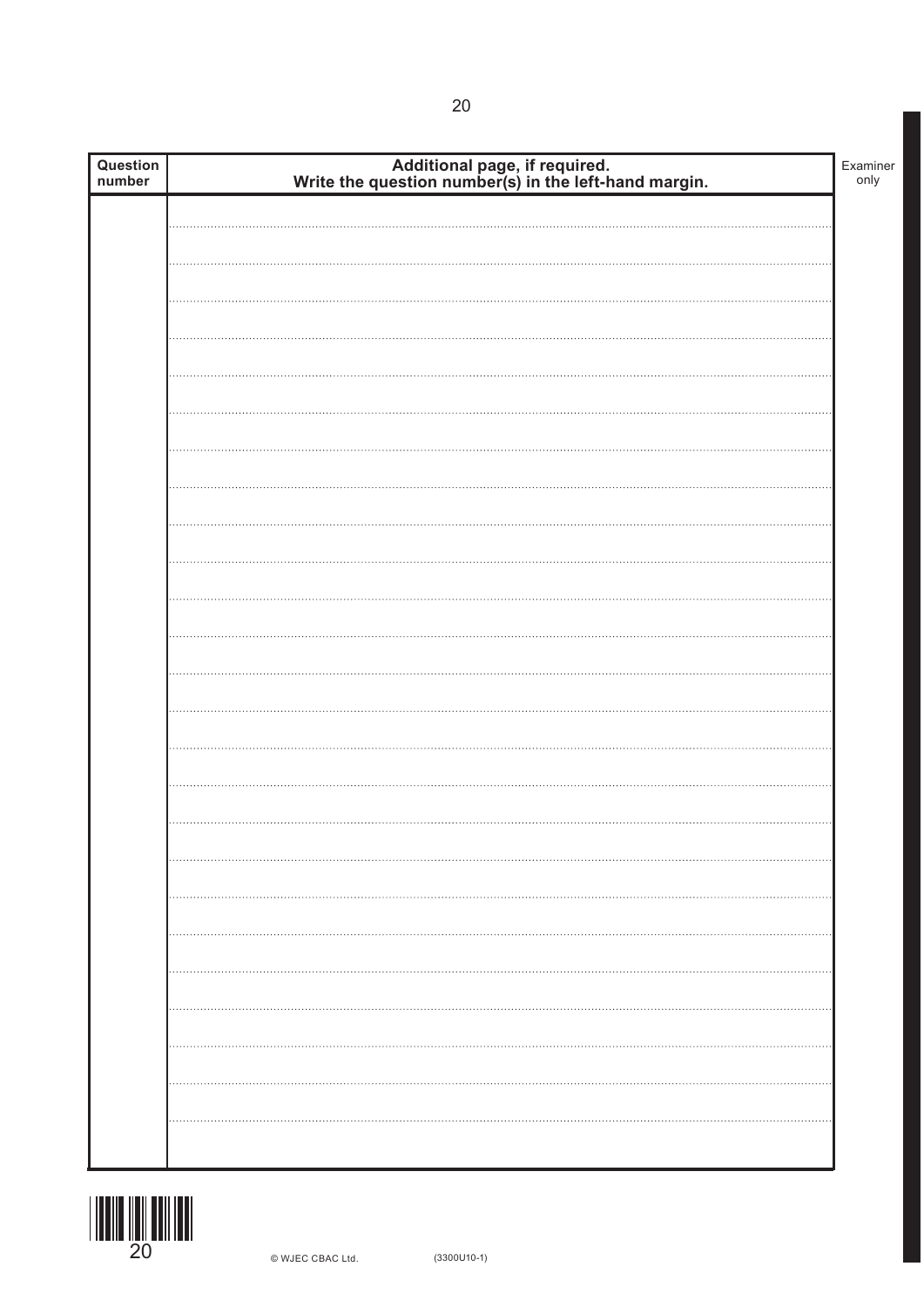| Question number | Additional page, if required. Write the question number(s) in the left-hand margin. |
| --- | --- |
| | |

Examiner only